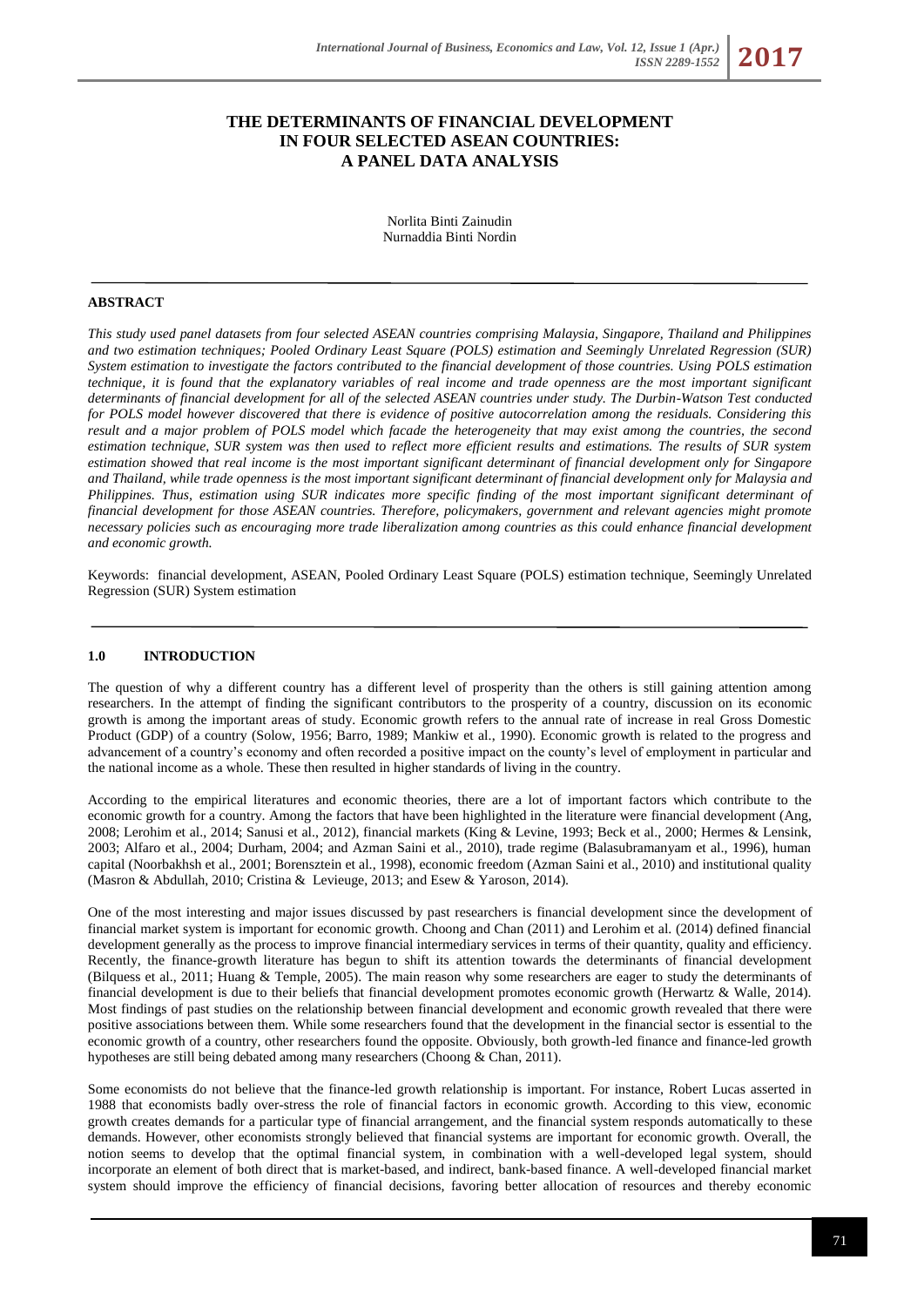# THE DETERMINANTS OF FINANCIAL DEVELOPMENT IN FOUR SELECTED ASEAN COUNTRIES: A PANEL DATA ANALYSIS

Norlita Binti Zainudin
Nurnaddia Binti Nordin

## ABSTRACT

*This study used panel datasets from four selected ASEAN countries comprising Malaysia, Singapore, Thailand and Philippines and two estimation techniques; Pooled Ordinary Least Square (POLS) estimation and Seemingly Unrelated Regression (SUR) System estimation to investigate the factors contributed to the financial development of those countries. Using POLS estimation technique, it is found that the explanatory variables of real income and trade openness are the most important significant determinants of financial development for all of the selected ASEAN countries under study. The Durbin-Watson Test conducted for POLS model however discovered that there is evidence of positive autocorrelation among the residuals. Considering this result and a major problem of POLS model which facade the heterogeneity that may exist among the countries, the second estimation technique, SUR system was then used to reflect more efficient results and estimations. The results of SUR system estimation showed that real income is the most important significant determinant of financial development only for Singapore and Thailand, while trade openness is the most important significant determinant of financial development only for Malaysia and Philippines. Thus, estimation using SUR indicates more specific finding of the most important significant determinant of financial development for those ASEAN countries. Therefore, policymakers, government and relevant agencies might promote necessary policies such as encouraging more trade liberalization among countries as this could enhance financial development and economic growth.*

Keywords: financial development, ASEAN, Pooled Ordinary Least Square (POLS) estimation technique, Seemingly Unrelated Regression (SUR) System estimation

## 1.0 INTRODUCTION

The question of why a different country has a different level of prosperity than the others is still gaining attention among researchers. In the attempt of finding the significant contributors to the prosperity of a country, discussion on its economic growth is among the important areas of study. Economic growth refers to the annual rate of increase in real Gross Domestic Product (GDP) of a country (Solow, 1956; Barro, 1989; Mankiw et al., 1990). Economic growth is related to the progress and advancement of a country's economy and often recorded a positive impact on the county's level of employment in particular and the national income as a whole. These then resulted in higher standards of living in the country.

According to the empirical literatures and economic theories, there are a lot of important factors which contribute to the economic growth for a country. Among the factors that have been highlighted in the literature were financial development (Ang, 2008; Lerohim et al., 2014; Sanusi et al., 2012), financial markets (King & Levine, 1993; Beck et al., 2000; Hermes & Lensink, 2003; Alfaro et al., 2004; Durham, 2004; and Azman Saini et al., 2010), trade regime (Balasubramanyam et al., 1996), human capital (Noorbakhsh et al., 2001; Borensztein et al., 1998), economic freedom (Azman Saini et al., 2010) and institutional quality (Masron & Abdullah, 2010; Cristina & Levieuge, 2013; and Esew & Yaroson, 2014).

One of the most interesting and major issues discussed by past researchers is financial development since the development of financial market system is important for economic growth. Choong and Chan (2011) and Lerohim et al. (2014) defined financial development generally as the process to improve financial intermediary services in terms of their quantity, quality and efficiency. Recently, the finance-growth literature has begun to shift its attention towards the determinants of financial development (Bilquess et al., 2011; Huang & Temple, 2005). The main reason why some researchers are eager to study the determinants of financial development is due to their beliefs that financial development promotes economic growth (Herwartz & Walle, 2014). Most findings of past studies on the relationship between financial development and economic growth revealed that there were positive associations between them. While some researchers found that the development in the financial sector is essential to the economic growth of a country, other researchers found the opposite. Obviously, both growth-led finance and finance-led growth hypotheses are still being debated among many researchers (Choong & Chan, 2011).

Some economists do not believe that the finance-led growth relationship is important. For instance, Robert Lucas asserted in 1988 that economists badly over-stress the role of financial factors in economic growth. According to this view, economic growth creates demands for a particular type of financial arrangement, and the financial system responds automatically to these demands. However, other economists strongly believed that financial systems are important for economic growth. Overall, the notion seems to develop that the optimal financial system, in combination with a well-developed legal system, should incorporate an element of both direct that is market-based, and indirect, bank-based finance. A well-developed financial market system should improve the efficiency of financial decisions, favoring better allocation of resources and thereby economic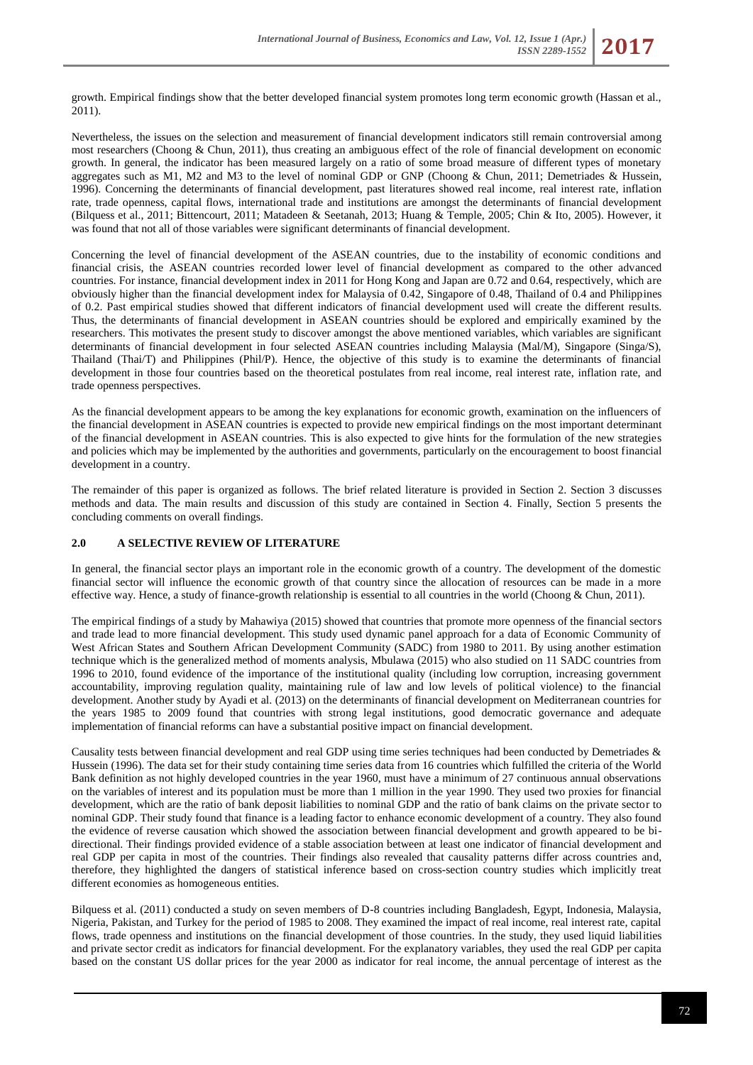growth. Empirical findings show that the better developed financial system promotes long term economic growth (Hassan et al., 2011).

Nevertheless, the issues on the selection and measurement of financial development indicators still remain controversial among most researchers (Choong & Chun, 2011), thus creating an ambiguous effect of the role of financial development on economic growth. In general, the indicator has been measured largely on a ratio of some broad measure of different types of monetary aggregates such as M1, M2 and M3 to the level of nominal GDP or GNP (Choong & Chun, 2011; Demetriades & Hussein, 1996). Concerning the determinants of financial development, past literatures showed real income, real interest rate, inflation rate, trade openness, capital flows, international trade and institutions are amongst the determinants of financial development (Bilquess et al., 2011; Bittencourt, 2011; Matadeen & Seetanah, 2013; Huang & Temple, 2005; Chin & Ito, 2005). However, it was found that not all of those variables were significant determinants of financial development.

Concerning the level of financial development of the ASEAN countries, due to the instability of economic conditions and financial crisis, the ASEAN countries recorded lower level of financial development as compared to the other advanced countries. For instance, financial development index in 2011 for Hong Kong and Japan are 0.72 and 0.64, respectively, which are obviously higher than the financial development index for Malaysia of 0.42, Singapore of 0.48, Thailand of 0.4 and Philippines of 0.2. Past empirical studies showed that different indicators of financial development used will create the different results. Thus, the determinants of financial development in ASEAN countries should be explored and empirically examined by the researchers. This motivates the present study to discover amongst the above mentioned variables, which variables are significant determinants of financial development in four selected ASEAN countries including Malaysia (Mal/M), Singapore (Singa/S), Thailand (Thai/T) and Philippines (Phil/P). Hence, the objective of this study is to examine the determinants of financial development in those four countries based on the theoretical postulates from real income, real interest rate, inflation rate, and trade openness perspectives.

As the financial development appears to be among the key explanations for economic growth, examination on the influencers of the financial development in ASEAN countries is expected to provide new empirical findings on the most important determinant of the financial development in ASEAN countries. This is also expected to give hints for the formulation of the new strategies and policies which may be implemented by the authorities and governments, particularly on the encouragement to boost financial development in a country.

The remainder of this paper is organized as follows. The brief related literature is provided in Section 2. Section 3 discusses methods and data. The main results and discussion of this study are contained in Section 4. Finally, Section 5 presents the concluding comments on overall findings.

## 2.0 A SELECTIVE REVIEW OF LITERATURE

In general, the financial sector plays an important role in the economic growth of a country. The development of the domestic financial sector will influence the economic growth of that country since the allocation of resources can be made in a more effective way. Hence, a study of finance-growth relationship is essential to all countries in the world (Choong & Chun, 2011).

The empirical findings of a study by Mahawiya (2015) showed that countries that promote more openness of the financial sectors and trade lead to more financial development. This study used dynamic panel approach for a data of Economic Community of West African States and Southern African Development Community (SADC) from 1980 to 2011. By using another estimation technique which is the generalized method of moments analysis, Mbulawa (2015) who also studied on 11 SADC countries from 1996 to 2010, found evidence of the importance of the institutional quality (including low corruption, increasing government accountability, improving regulation quality, maintaining rule of law and low levels of political violence) to the financial development. Another study by Ayadi et al. (2013) on the determinants of financial development on Mediterranean countries for the years 1985 to 2009 found that countries with strong legal institutions, good democratic governance and adequate implementation of financial reforms can have a substantial positive impact on financial development.

Causality tests between financial development and real GDP using time series techniques had been conducted by Demetriades & Hussein (1996). The data set for their study containing time series data from 16 countries which fulfilled the criteria of the World Bank definition as not highly developed countries in the year 1960, must have a minimum of 27 continuous annual observations on the variables of interest and its population must be more than 1 million in the year 1990. They used two proxies for financial development, which are the ratio of bank deposit liabilities to nominal GDP and the ratio of bank claims on the private sector to nominal GDP. Their study found that finance is a leading factor to enhance economic development of a country. They also found the evidence of reverse causation which showed the association between financial development and growth appeared to be bi-directional. Their findings provided evidence of a stable association between at least one indicator of financial development and real GDP per capita in most of the countries. Their findings also revealed that causality patterns differ across countries and, therefore, they highlighted the dangers of statistical inference based on cross-section country studies which implicitly treat different economies as homogeneous entities.

Bilquess et al. (2011) conducted a study on seven members of D-8 countries including Bangladesh, Egypt, Indonesia, Malaysia, Nigeria, Pakistan, and Turkey for the period of 1985 to 2008. They examined the impact of real income, real interest rate, capital flows, trade openness and institutions on the financial development of those countries. In the study, they used liquid liabilities and private sector credit as indicators for financial development. For the explanatory variables, they used the real GDP per capita based on the constant US dollar prices for the year 2000 as indicator for real income, the annual percentage of interest as the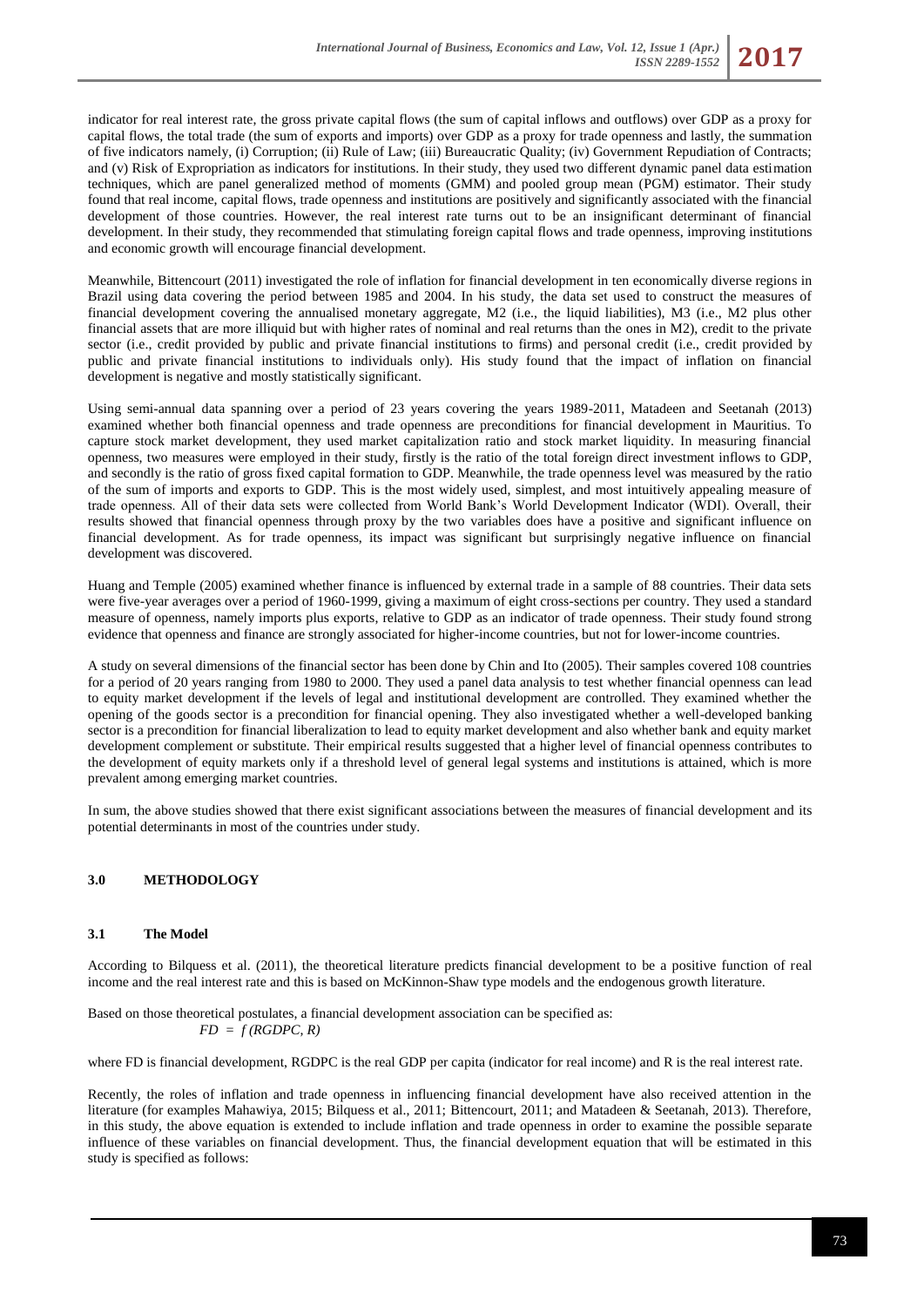indicator for real interest rate, the gross private capital flows (the sum of capital inflows and outflows) over GDP as a proxy for capital flows, the total trade (the sum of exports and imports) over GDP as a proxy for trade openness and lastly, the summation of five indicators namely, (i) Corruption; (ii) Rule of Law; (iii) Bureaucratic Quality; (iv) Government Repudiation of Contracts; and (v) Risk of Expropriation as indicators for institutions. In their study, they used two different dynamic panel data estimation techniques, which are panel generalized method of moments (GMM) and pooled group mean (PGM) estimator. Their study found that real income, capital flows, trade openness and institutions are positively and significantly associated with the financial development of those countries. However, the real interest rate turns out to be an insignificant determinant of financial development. In their study, they recommended that stimulating foreign capital flows and trade openness, improving institutions and economic growth will encourage financial development.

Meanwhile, Bittencourt (2011) investigated the role of inflation for financial development in ten economically diverse regions in Brazil using data covering the period between 1985 and 2004. In his study, the data set used to construct the measures of financial development covering the annualised monetary aggregate, M2 (i.e., the liquid liabilities), M3 (i.e., M2 plus other financial assets that are more illiquid but with higher rates of nominal and real returns than the ones in M2), credit to the private sector (i.e., credit provided by public and private financial institutions to firms) and personal credit (i.e., credit provided by public and private financial institutions to individuals only). His study found that the impact of inflation on financial development is negative and mostly statistically significant.

Using semi-annual data spanning over a period of 23 years covering the years 1989-2011, Matadeen and Seetanah (2013) examined whether both financial openness and trade openness are preconditions for financial development in Mauritius. To capture stock market development, they used market capitalization ratio and stock market liquidity. In measuring financial openness, two measures were employed in their study, firstly is the ratio of the total foreign direct investment inflows to GDP, and secondly is the ratio of gross fixed capital formation to GDP. Meanwhile, the trade openness level was measured by the ratio of the sum of imports and exports to GDP. This is the most widely used, simplest, and most intuitively appealing measure of trade openness. All of their data sets were collected from World Bank's World Development Indicator (WDI). Overall, their results showed that financial openness through proxy by the two variables does have a positive and significant influence on financial development. As for trade openness, its impact was significant but surprisingly negative influence on financial development was discovered.

Huang and Temple (2005) examined whether finance is influenced by external trade in a sample of 88 countries. Their data sets were five-year averages over a period of 1960-1999, giving a maximum of eight cross-sections per country. They used a standard measure of openness, namely imports plus exports, relative to GDP as an indicator of trade openness. Their study found strong evidence that openness and finance are strongly associated for higher-income countries, but not for lower-income countries.

A study on several dimensions of the financial sector has been done by Chin and Ito (2005). Their samples covered 108 countries for a period of 20 years ranging from 1980 to 2000. They used a panel data analysis to test whether financial openness can lead to equity market development if the levels of legal and institutional development are controlled. They examined whether the opening of the goods sector is a precondition for financial opening. They also investigated whether a well-developed banking sector is a precondition for financial liberalization to lead to equity market development and also whether bank and equity market development complement or substitute. Their empirical results suggested that a higher level of financial openness contributes to the development of equity markets only if a threshold level of general legal systems and institutions is attained, which is more prevalent among emerging market countries.

In sum, the above studies showed that there exist significant associations between the measures of financial development and its potential determinants in most of the countries under study.

## 3.0 METHODOLOGY

### 3.1 The Model

According to Bilquess et al. (2011), the theoretical literature predicts financial development to be a positive function of real income and the real interest rate and this is based on McKinnon-Shaw type models and the endogenous growth literature.

Based on those theoretical postulates, a financial development association can be specified as:

$$FD = f(RGDPC, R)$$

where FD is financial development, RGDPC is the real GDP per capita (indicator for real income) and R is the real interest rate.

Recently, the roles of inflation and trade openness in influencing financial development have also received attention in the literature (for examples Mahawiya, 2015; Bilquess et al., 2011; Bittencourt, 2011; and Matadeen & Seetanah, 2013). Therefore, in this study, the above equation is extended to include inflation and trade openness in order to examine the possible separate influence of these variables on financial development. Thus, the financial development equation that will be estimated in this study is specified as follows: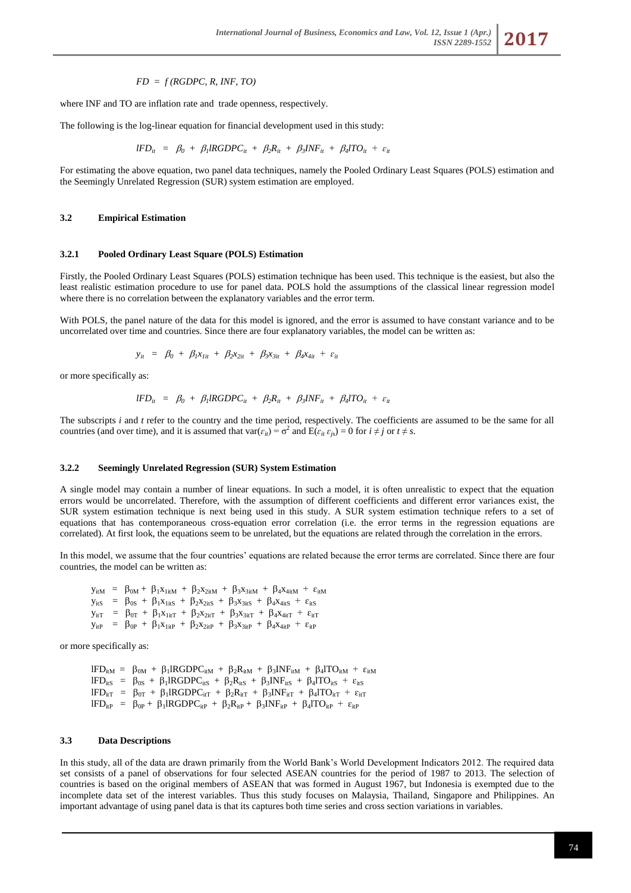$$FD = f(RGDPC, R, INF, TO)$$

where INF and TO are inflation rate and trade openness, respectively.

The following is the log-linear equation for financial development used in this study:

$$lFD_{it} = \beta_0 + \beta_1 lRGDPC_{it} + \beta_2 R_{it} + \beta_3 INF_{it} + \beta_4 lTO_{it} + \varepsilon_{it}$$

For estimating the above equation, two panel data techniques, namely the Pooled Ordinary Least Squares (POLS) estimation and the Seemingly Unrelated Regression (SUR) system estimation are employed.

### 3.2 Empirical Estimation

#### 3.2.1 Pooled Ordinary Least Square (POLS) Estimation

Firstly, the Pooled Ordinary Least Squares (POLS) estimation technique has been used. This technique is the easiest, but also the least realistic estimation procedure to use for panel data. POLS hold the assumptions of the classical linear regression model where there is no correlation between the explanatory variables and the error term.

With POLS, the panel nature of the data for this model is ignored, and the error is assumed to have constant variance and to be uncorrelated over time and countries. Since there are four explanatory variables, the model can be written as:

$$y_{it} = \beta_0 + \beta_1 x_{1it} + \beta_2 x_{2it} + \beta_3 x_{3it} + \beta_4 x_{4it} + \varepsilon_{it}$$

or more specifically as:

$$lFD_{it} = \beta_0 + \beta_1 lRGDPC_{it} + \beta_2 R_{it} + \beta_3 INF_{it} + \beta_4 lTO_{it} + \varepsilon_{it}$$

The subscripts *i* and *t* refer to the country and the time period, respectively. The coefficients are assumed to be the same for all countries (and over time), and it is assumed that $\text{var}(\varepsilon_{it}) = \sigma^2$ and $E(\varepsilon_{it}\,\varepsilon_{js}) = 0$ for $i \neq j$ or $t \neq s$.

#### 3.2.2 Seemingly Unrelated Regression (SUR) System Estimation

A single model may contain a number of linear equations. In such a model, it is often unrealistic to expect that the equation errors would be uncorrelated. Therefore, with the assumption of different coefficients and different error variances exist, the SUR system estimation technique is next being used in this study. A SUR system estimation technique refers to a set of equations that has contemporaneous cross-equation error correlation (i.e. the error terms in the regression equations are correlated). At first look, the equations seem to be unrelated, but the equations are related through the correlation in the errors.

In this model, we assume that the four countries' equations are related because the error terms are correlated. Since there are four countries, the model can be written as:

$$y_{itM} = \beta_{0M} + \beta_1 x_{1itM} + \beta_2 x_{2itM} + \beta_3 x_{3itM} + \beta_4 x_{4itM} + \varepsilon_{itM}$$
$$y_{itS} = \beta_{0S} + \beta_1 x_{1itS} + \beta_2 x_{2itS} + \beta_3 x_{3itS} + \beta_4 x_{4itS} + \varepsilon_{itS}$$
$$y_{itT} = \beta_{0T} + \beta_1 x_{1itT} + \beta_2 x_{2itT} + \beta_3 x_{3itT} + \beta_4 x_{4itT} + \varepsilon_{itT}$$
$$y_{itP} = \beta_{0P} + \beta_1 x_{1itP} + \beta_2 x_{2itP} + \beta_3 x_{3itP} + \beta_4 x_{4itP} + \varepsilon_{itP}$$

or more specifically as:

$$lFD_{itM} = \beta_{0M} + \beta_1 lRGDPC_{itM} + \beta_2 R_{itM} + \beta_3 INF_{itM} + \beta_4 lTO_{itM} + \varepsilon_{itM}$$
$$lFD_{itS} = \beta_{0S} + \beta_1 lRGDPC_{itS} + \beta_2 R_{itS} + \beta_3 INF_{itS} + \beta_4 lTO_{itS} + \varepsilon_{itS}$$
$$lFD_{itT} = \beta_{0T} + \beta_1 lRGDPC_{itT} + \beta_2 R_{itT} + \beta_3 INF_{itT} + \beta_4 lTO_{itT} + \varepsilon_{itT}$$
$$lFD_{itP} = \beta_{0P} + \beta_1 lRGDPC_{itP} + \beta_2 R_{itP} + \beta_3 INF_{itP} + \beta_4 lTO_{itP} + \varepsilon_{itP}$$

### 3.3 Data Descriptions

In this study, all of the data are drawn primarily from the World Bank's World Development Indicators 2012. The required data set consists of a panel of observations for four selected ASEAN countries for the period of 1987 to 2013. The selection of countries is based on the original members of ASEAN that was formed in August 1967, but Indonesia is exempted due to the incomplete data set of the interest variables. Thus this study focuses on Malaysia, Thailand, Singapore and Philippines. An important advantage of using panel data is that its captures both time series and cross section variations in variables.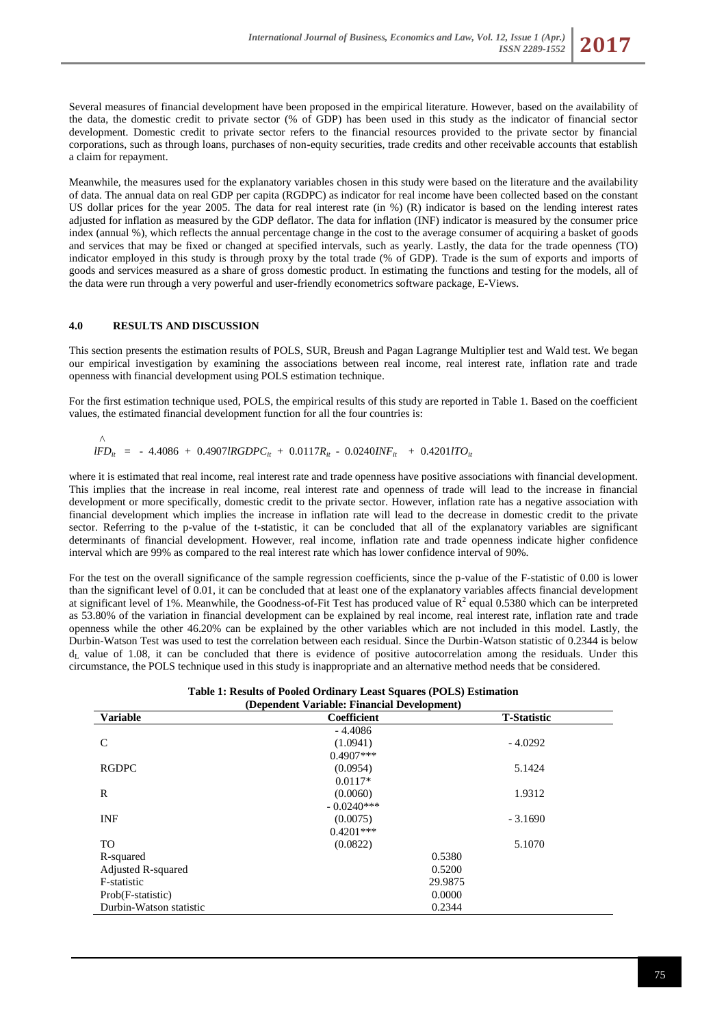Several measures of financial development have been proposed in the empirical literature. However, based on the availability of the data, the domestic credit to private sector (% of GDP) has been used in this study as the indicator of financial sector development. Domestic credit to private sector refers to the financial resources provided to the private sector by financial corporations, such as through loans, purchases of non-equity securities, trade credits and other receivable accounts that establish a claim for repayment.

Meanwhile, the measures used for the explanatory variables chosen in this study were based on the literature and the availability of data. The annual data on real GDP per capita (RGDPC) as indicator for real income have been collected based on the constant US dollar prices for the year 2005. The data for real interest rate (in %) (R) indicator is based on the lending interest rates adjusted for inflation as measured by the GDP deflator. The data for inflation (INF) indicator is measured by the consumer price index (annual %), which reflects the annual percentage change in the cost to the average consumer of acquiring a basket of goods and services that may be fixed or changed at specified intervals, such as yearly. Lastly, the data for the trade openness (TO) indicator employed in this study is through proxy by the total trade (% of GDP). Trade is the sum of exports and imports of goods and services measured as a share of gross domestic product. In estimating the functions and testing for the models, all of the data were run through a very powerful and user-friendly econometrics software package, E-Views.

## 4.0 RESULTS AND DISCUSSION

This section presents the estimation results of POLS, SUR, Breush and Pagan Lagrange Multiplier test and Wald test. We began our empirical investigation by examining the associations between real income, real interest rate, inflation rate and trade openness with financial development using POLS estimation technique.

For the first estimation technique used, POLS, the empirical results of this study are reported in Table 1. Based on the coefficient values, the estimated financial development function for all the four countries is:

$$\widehat{lFD_{it}} = -4.4086 + 0.4907lRGDPC_{it} + 0.0117R_{it} - 0.0240INF_{it} + 0.4201lTO_{it}$$

where it is estimated that real income, real interest rate and trade openness have positive associations with financial development. This implies that the increase in real income, real interest rate and openness of trade will lead to the increase in financial development or more specifically, domestic credit to the private sector. However, inflation rate has a negative association with financial development which implies the increase in inflation rate will lead to the decrease in domestic credit to the private sector. Referring to the p-value of the t-statistic, it can be concluded that all of the explanatory variables are significant determinants of financial development. However, real income, inflation rate and trade openness indicate higher confidence interval which are 99% as compared to the real interest rate which has lower confidence interval of 90%.

For the test on the overall significance of the sample regression coefficients, since the p-value of the F-statistic of 0.00 is lower than the significant level of 0.01, it can be concluded that at least one of the explanatory variables affects financial development at significant level of 1%. Meanwhile, the Goodness-of-Fit Test has produced value of $R^2$ equal 0.5380 which can be interpreted as 53.80% of the variation in financial development can be explained by real income, real interest rate, inflation rate and trade openness while the other 46.20% can be explained by the other variables which are not included in this model. Lastly, the Durbin-Watson Test was used to test the correlation between each residual. Since the Durbin-Watson statistic of 0.2344 is below $d_L$ value of 1.08, it can be concluded that there is evidence of positive autocorrelation among the residuals. Under this circumstance, the POLS technique used in this study is inappropriate and an alternative method needs that be considered.

**Table 1: Results of Pooled Ordinary Least Squares (POLS) Estimation**
**(Dependent Variable: Financial Development)**

| Variable | Coefficient | T-Statistic |
|---|---|---|
| C | - 4.4086<br>(1.0941) | - 4.0292 |
| RGDPC | 0.4907***<br>(0.0954) | 5.1424 |
| R | 0.0117*<br>(0.0060) | 1.9312 |
| INF | - 0.0240***<br>(0.0075) | - 3.1690 |
| TO | 0.4201***<br>(0.0822) | 5.1070 |
| R-squared | 0.5380 | |
| Adjusted R-squared | 0.5200 | |
| F-statistic | 29.9875 | |
| Prob(F-statistic) | 0.0000 | |
| Durbin-Watson statistic | 0.2344 | |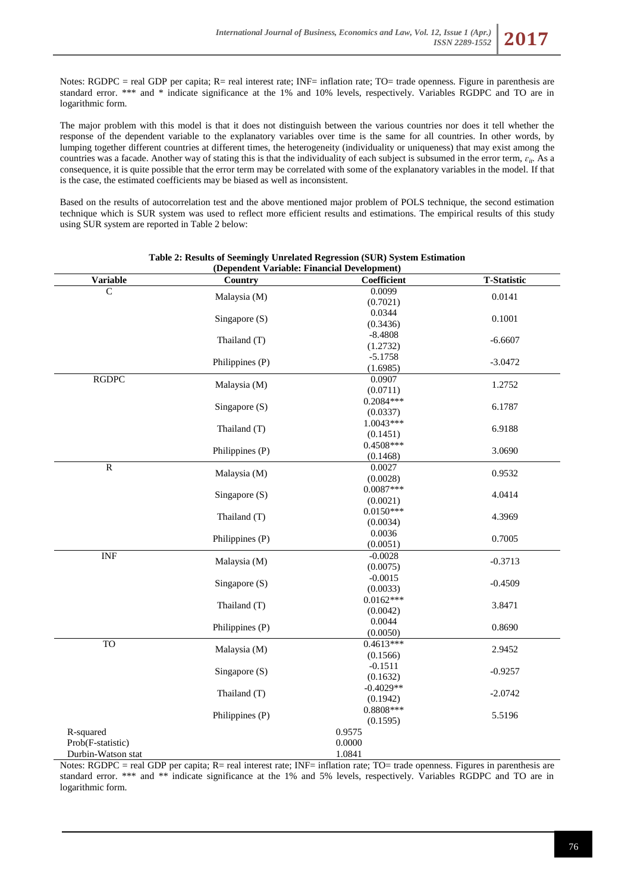Notes: RGDPC = real GDP per capita; R= real interest rate; INF= inflation rate; TO= trade openness. Figure in parenthesis are standard error. *** and * indicate significance at the 1% and 10% levels, respectively. Variables RGDPC and TO are in logarithmic form.

The major problem with this model is that it does not distinguish between the various countries nor does it tell whether the response of the dependent variable to the explanatory variables over time is the same for all countries. In other words, by lumping together different countries at different times, the heterogeneity (individuality or uniqueness) that may exist among the countries was a facade. Another way of stating this is that the individuality of each subject is subsumed in the error term, $\varepsilon_{it}$. As a consequence, it is quite possible that the error term may be correlated with some of the explanatory variables in the model. If that is the case, the estimated coefficients may be biased as well as inconsistent.

Based on the results of autocorrelation test and the above mentioned major problem of POLS technique, the second estimation technique which is SUR system was used to reflect more efficient results and estimations. The empirical results of this study using SUR system are reported in Table 2 below:

**Table 2: Results of Seemingly Unrelated Regression (SUR) System Estimation (Dependent Variable: Financial Development)**

| Variable | Country | Coefficient | T-Statistic |
|---|---|---|---|
| C | Malaysia (M) | 0.0099 (0.7021) | 0.0141 |
| | Singapore (S) | 0.0344 (0.3436) | 0.1001 |
| | Thailand (T) | -8.4808 (1.2732) | -6.6607 |
| | Philippines (P) | -5.1758 (1.6985) | -3.0472 |
| RGDPC | Malaysia (M) | 0.0907 (0.0711) | 1.2752 |
| | Singapore (S) | 0.2084*** (0.0337) | 6.1787 |
| | Thailand (T) | 1.0043*** (0.1451) | 6.9188 |
| | Philippines (P) | 0.4508*** (0.1468) | 3.0690 |
| R | Malaysia (M) | 0.0027 (0.0028) | 0.9532 |
| | Singapore (S) | 0.0087*** (0.0021) | 4.0414 |
| | Thailand (T) | 0.0150*** (0.0034) | 4.3969 |
| | Philippines (P) | 0.0036 (0.0051) | 0.7005 |
| INF | Malaysia (M) | -0.0028 (0.0075) | -0.3713 |
| | Singapore (S) | -0.0015 (0.0033) | -0.4509 |
| | Thailand (T) | 0.0162*** (0.0042) | 3.8471 |
| | Philippines (P) | 0.0044 (0.0050) | 0.8690 |
| TO | Malaysia (M) | 0.4613*** (0.1566) | 2.9452 |
| | Singapore (S) | -0.1511 (0.1632) | -0.9257 |
| | Thailand (T) | -0.4029** (0.1942) | -2.0742 |
| | Philippines (P) | 0.8808*** (0.1595) | 5.5196 |
| R-squared | | 0.9575 | |
| Prob(F-statistic) | | 0.0000 | |
| Durbin-Watson stat | | 1.0841 | |

Notes: RGDPC = real GDP per capita; R= real interest rate; INF= inflation rate; TO= trade openness. Figures in parenthesis are standard error. *** and ** indicate significance at the 1% and 5% levels, respectively. Variables RGDPC and TO are in logarithmic form.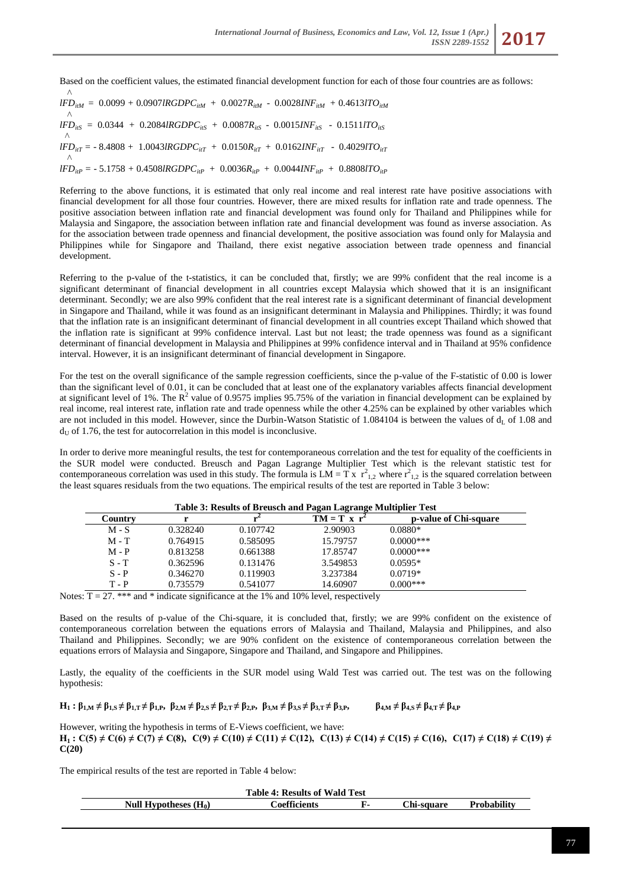Based on the coefficient values, the estimated financial development function for each of those four countries are as follows:

$$\widehat{lFD}_{itM} = 0.0099 + 0.0907lRGDPC_{itM} + 0.0027R_{itM} - 0.0028INF_{itM} + 0.4613lTO_{itM}$$

$$\widehat{lFD}_{itS} = 0.0344 + 0.2084lRGDPC_{itS} + 0.0087R_{itS} - 0.0015INF_{itS} - 0.1511lTO_{itS}$$

$$\widehat{lFD}_{itT} = -8.4808 + 1.0043lRGDPC_{itT} + 0.0150R_{itT} + 0.0162INF_{itT} - 0.4029lTO_{itT}$$

$$\widehat{lFD}_{itP} = -5.1758 + 0.4508lRGDPC_{itP} + 0.0036R_{itP} + 0.0044INF_{itP} + 0.8808lTO_{itP}$$

Referring to the above functions, it is estimated that only real income and real interest rate have positive associations with financial development for all those four countries. However, there are mixed results for inflation rate and trade openness. The positive association between inflation rate and financial development was found only for Thailand and Philippines while for Malaysia and Singapore, the association between inflation rate and financial development was found as inverse association. As for the association between trade openness and financial development, the positive association was found only for Malaysia and Philippines while for Singapore and Thailand, there exist negative association between trade openness and financial development.

Referring to the p-value of the t-statistics, it can be concluded that, firstly; we are 99% confident that the real income is a significant determinant of financial development in all countries except Malaysia which showed that it is an insignificant determinant. Secondly; we are also 99% confident that the real interest rate is a significant determinant of financial development in Singapore and Thailand, while it was found as an insignificant determinant in Malaysia and Philippines. Thirdly; it was found that the inflation rate is an insignificant determinant of financial development in all countries except Thailand which showed that the inflation rate is significant at 99% confidence interval. Last but not least; the trade openness was found as a significant determinant of financial development in Malaysia and Philippines at 99% confidence interval and in Thailand at 95% confidence interval. However, it is an insignificant determinant of financial development in Singapore.

For the test on the overall significance of the sample regression coefficients, since the p-value of the F-statistic of 0.00 is lower than the significant level of 0.01, it can be concluded that at least one of the explanatory variables affects financial development at significant level of 1%. The $R^2$ value of 0.9575 implies 95.75% of the variation in financial development can be explained by real income, real interest rate, inflation rate and trade openness while the other 4.25% can be explained by other variables which are not included in this model. However, since the Durbin-Watson Statistic of 1.084104 is between the values of $d_L$ of 1.08 and $d_U$ of 1.76, the test for autocorrelation in this model is inconclusive.

In order to derive more meaningful results, the test for contemporaneous correlation and the test for equality of the coefficients in the SUR model were conducted. Breusch and Pagan Lagrange Multiplier Test which is the relevant statistic test for contemporaneous correlation was used in this study. The formula is $LM = T \times r^2_{1,2}$ where $r^2_{1,2}$ is the squared correlation between the least squares residuals from the two equations. The empirical results of the test are reported in Table 3 below:

**Table 3: Results of Breusch and Pagan Lagrange Multiplier Test**

| Country | r | $r^2$ | $TM = T \times r^2$ | p-value of Chi-square |
|---|---|---|---|---|
| M - S | 0.328240 | 0.107742 | 2.90903 | 0.0880* |
| M - T | 0.764915 | 0.585095 | 15.79757 | 0.0000*** |
| M - P | 0.813258 | 0.661388 | 17.85747 | 0.0000*** |
| S - T | 0.362596 | 0.131476 | 3.549853 | 0.0595* |
| S - P | 0.346270 | 0.119903 | 3.237384 | 0.0719* |
| T - P | 0.735579 | 0.541077 | 14.60907 | 0.000*** |

Notes: T = 27. *** and * indicate significance at the 1% and 10% level, respectively

Based on the results of p-value of the Chi-square, it is concluded that, firstly; we are 99% confident on the existence of contemporaneous correlation between the equations errors of Malaysia and Thailand, Malaysia and Philippines, and also Thailand and Philippines. Secondly; we are 90% confident on the existence of contemporaneous correlation between the equations errors of Malaysia and Singapore, Singapore and Thailand, and Singapore and Philippines.

Lastly, the equality of the coefficients in the SUR model using Wald Test was carried out. The test was on the following hypothesis:

$$H_1 : \beta_{1,M} \neq \beta_{1,S} \neq \beta_{1,T} \neq \beta_{1,P},\ \ \beta_{2,M} \neq \beta_{2,S} \neq \beta_{2,T} \neq \beta_{2,P},\ \ \beta_{3,M} \neq \beta_{3,S} \neq \beta_{3,T} \neq \beta_{3,P},\ \ \beta_{4,M} \neq \beta_{4,S} \neq \beta_{4,T} \neq \beta_{4,P}$$

However, writing the hypothesis in terms of E-Views coefficient, we have:

$$H_1 : C(5) \neq C(6) \neq C(7) \neq C(8),\ \ C(9) \neq C(10) \neq C(11) \neq C(12),\ \ C(13) \neq C(14) \neq C(15) \neq C(16),\ \ C(17) \neq C(18) \neq C(19) \neq C(20)$$

The empirical results of the test are reported in Table 4 below:

**Table 4: Results of Wald Test**

| Null Hypotheses ($H_0$) | Coefficients | F- | Chi-square | Probability |
|---|---|---|---|---|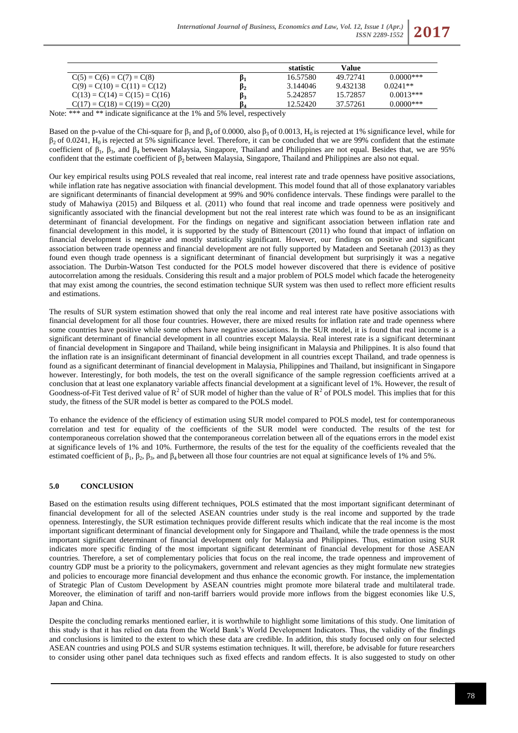| | | statistic | Value | |
|---|---|---|---|---|
| C(5) = C(6) = C(7) = C(8) | $\beta_1$ | 16.57580 | 49.72741 | 0.0000*** |
| C(9) = C(10) = C(11) = C(12) | $\beta_2$ | 3.144046 | 9.432138 | 0.0241** |
| C(13) = C(14) = C(15) = C(16) | $\beta_3$ | 5.242857 | 15.72857 | 0.0013*** |
| C(17) = C(18) = C(19) = C(20) | $\beta_4$ | 12.52420 | 37.57261 | 0.0000*** |

Note: *** and ** indicate significance at the 1% and 5% level, respectively

Based on the p-value of the Chi-square for $\beta_1$ and $\beta_4$ of 0.0000, also $\beta_3$ of 0.0013, $H_0$ is rejected at 1% significance level, while for $\beta_2$ of 0.0241, $H_0$ is rejected at 5% significance level. Therefore, it can be concluded that we are 99% confident that the estimate coefficient of $\beta_1$, $\beta_3$, and $\beta_4$ between Malaysia, Singapore, Thailand and Philippines are not equal. Besides that, we are 95% confident that the estimate coefficient of $\beta_2$ between Malaysia, Singapore, Thailand and Philippines are also not equal.

Our key empirical results using POLS revealed that real income, real interest rate and trade openness have positive associations, while inflation rate has negative association with financial development. This model found that all of those explanatory variables are significant determinants of financial development at 99% and 90% confidence intervals. These findings were parallel to the study of Mahawiya (2015) and Bilquess et al. (2011) who found that real income and trade openness were positively and significantly associated with the financial development but not the real interest rate which was found to be as an insignificant determinant of financial development. For the findings on negative and significant association between inflation rate and financial development in this model, it is supported by the study of Bittencourt (2011) who found that impact of inflation on financial development is negative and mostly statistically significant. However, our findings on positive and significant association between trade openness and financial development are not fully supported by Matadeen and Seetanah (2013) as they found even though trade openness is a significant determinant of financial development but surprisingly it was a negative association. The Durbin-Watson Test conducted for the POLS model however discovered that there is evidence of positive autocorrelation among the residuals. Considering this result and a major problem of POLS model which facade the heterogeneity that may exist among the countries, the second estimation technique SUR system was then used to reflect more efficient results and estimations.

The results of SUR system estimation showed that only the real income and real interest rate have positive associations with financial development for all those four countries. However, there are mixed results for inflation rate and trade openness where some countries have positive while some others have negative associations. In the SUR model, it is found that real income is a significant determinant of financial development in all countries except Malaysia. Real interest rate is a significant determinant of financial development in Singapore and Thailand, while being insignificant in Malaysia and Philippines. It is also found that the inflation rate is an insignificant determinant of financial development in all countries except Thailand, and trade openness is found as a significant determinant of financial development in Malaysia, Philippines and Thailand, but insignificant in Singapore however. Interestingly, for both models, the test on the overall significance of the sample regression coefficients arrived at a conclusion that at least one explanatory variable affects financial development at a significant level of 1%. However, the result of Goodness-of-Fit Test derived value of $R^2$ of SUR model of higher than the value of $R^2$ of POLS model. This implies that for this study, the fitness of the SUR model is better as compared to the POLS model.

To enhance the evidence of the efficiency of estimation using SUR model compared to POLS model, test for contemporaneous correlation and test for equality of the coefficients of the SUR model were conducted. The results of the test for contemporaneous correlation showed that the contemporaneous correlation between all of the equations errors in the model exist at significance levels of 1% and 10%. Furthermore, the results of the test for the equality of the coefficients revealed that the estimated coefficient of $\beta_1$, $\beta_2$, $\beta_3$, and $\beta_4$ between all those four countries are not equal at significance levels of 1% and 5%.

## 5.0 CONCLUSION

Based on the estimation results using different techniques, POLS estimated that the most important significant determinant of financial development for all of the selected ASEAN countries under study is the real income and supported by the trade openness. Interestingly, the SUR estimation techniques provide different results which indicate that the real income is the most important significant determinant of financial development only for Singapore and Thailand, while the trade openness is the most important significant determinant of financial development only for Malaysia and Philippines. Thus, estimation using SUR indicates more specific finding of the most important significant determinant of financial development for those ASEAN countries. Therefore, a set of complementary policies that focus on the real income, the trade openness and improvement of country GDP must be a priority to the policymakers, government and relevant agencies as they might formulate new strategies and policies to encourage more financial development and thus enhance the economic growth. For instance, the implementation of Strategic Plan of Custom Development by ASEAN countries might promote more bilateral trade and multilateral trade. Moreover, the elimination of tariff and non-tariff barriers would provide more inflows from the biggest economies like U.S, Japan and China.

Despite the concluding remarks mentioned earlier, it is worthwhile to highlight some limitations of this study. One limitation of this study is that it has relied on data from the World Bank's World Development Indicators. Thus, the validity of the findings and conclusions is limited to the extent to which these data are credible. In addition, this study focused only on four selected ASEAN countries and using POLS and SUR systems estimation techniques. It will, therefore, be advisable for future researchers to consider using other panel data techniques such as fixed effects and random effects. It is also suggested to study on other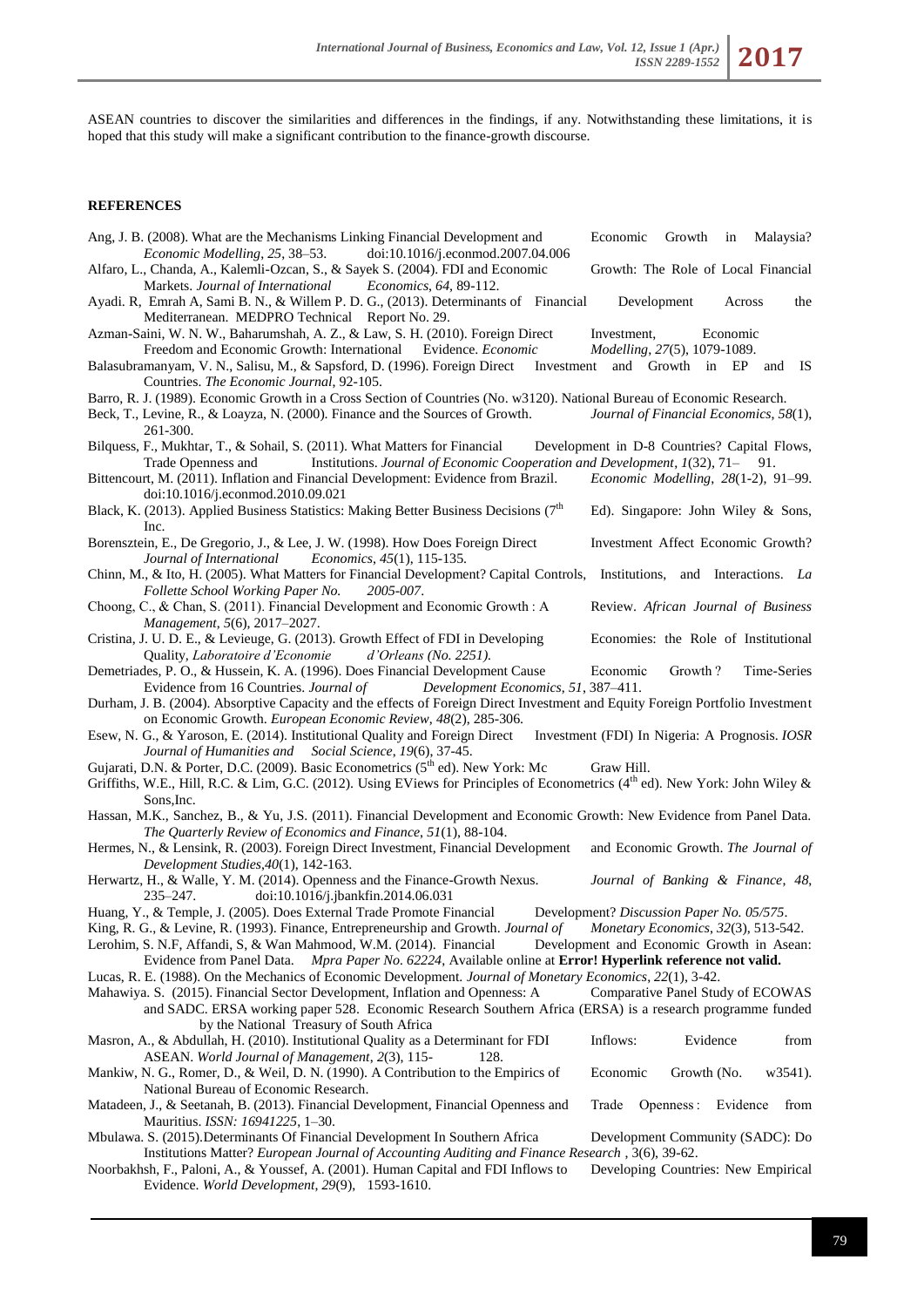ASEAN countries to discover the similarities and differences in the findings, if any. Notwithstanding these limitations, it is hoped that this study will make a significant contribution to the finance-growth discourse.

## REFERENCES

Ang, J. B. (2008). What are the Mechanisms Linking Financial Development and Economic Growth in Malaysia? *Economic Modelling*, *25*, 38–53. doi:10.1016/j.econmod.2007.04.006

Alfaro, L., Chanda, A., Kalemli-Ozcan, S., & Sayek S. (2004). FDI and Economic Growth: The Role of Local Financial Markets. *Journal of International Economics*, *64*, 89-112.

Ayadi. R, Emrah A, Sami B. N., & Willem P. D. G., (2013). Determinants of Financial Development Across the Mediterranean. MEDPRO Technical Report No. 29.

Azman-Saini, W. N. W., Baharumshah, A. Z., & Law, S. H. (2010). Foreign Direct Investment, Economic Freedom and Economic Growth: International Evidence. *Economic Modelling*, *27*(5), 1079-1089.

Balasubramanyam, V. N., Salisu, M., & Sapsford, D. (1996). Foreign Direct Investment and Growth in EP and IS Countries. *The Economic Journal*, 92-105.

Barro, R. J. (1989). Economic Growth in a Cross Section of Countries (No. w3120). National Bureau of Economic Research.

Beck, T., Levine, R., & Loayza, N. (2000). Finance and the Sources of Growth. *Journal of Financial Economics*, *58*(1), 261-300.

Bilquess, F., Mukhtar, T., & Sohail, S. (2011). What Matters for Financial Development in D-8 Countries? Capital Flows, Trade Openness and Institutions. *Journal of Economic Cooperation and Development*, *1*(32), 71– 91.

Bittencourt, M. (2011). Inflation and Financial Development: Evidence from Brazil. *Economic Modelling*, *28*(1-2), 91–99. doi:10.1016/j.econmod.2010.09.021

Black, K. (2013). Applied Business Statistics: Making Better Business Decisions (7th Ed). Singapore: John Wiley & Sons, Inc.

Borensztein, E., De Gregorio, J., & Lee, J. W. (1998). How Does Foreign Direct Investment Affect Economic Growth? *Journal of International Economics*, *45*(1), 115-135.

Chinn, M., & Ito, H. (2005). What Matters for Financial Development? Capital Controls, Institutions, and Interactions. *La Follette School Working Paper No. 2005-007*.

Choong, C., & Chan, S. (2011). Financial Development and Economic Growth : A Review. *African Journal of Business Management*, *5*(6), 2017–2027.

Cristina, J. U. D. E., & Levieuge, G. (2013). Growth Effect of FDI in Developing Economies: the Role of Institutional Quality, *Laboratoire d'Economie d'Orleans (No. 2251).*

Demetriades, P. O., & Hussein, K. A. (1996). Does Financial Development Cause Economic Growth ? Time-Series Evidence from 16 Countries. *Journal of Development Economics*, *51*, 387–411.

Durham, J. B. (2004). Absorptive Capacity and the effects of Foreign Direct Investment and Equity Foreign Portfolio Investment on Economic Growth. *European Economic Review*, *48*(2), 285-306.

Esew, N. G., & Yaroson, E. (2014). Institutional Quality and Foreign Direct Investment (FDI) In Nigeria: A Prognosis. *IOSR Journal of Humanities and Social Science*, *19*(6), 37-45.

Gujarati, D.N. & Porter, D.C. (2009). Basic Econometrics (5th ed). New York: Mc Graw Hill.

Griffiths, W.E., Hill, R.C. & Lim, G.C. (2012). Using EViews for Principles of Econometrics (4th ed). New York: John Wiley & Sons,Inc.

Hassan, M.K., Sanchez, B., & Yu, J.S. (2011). Financial Development and Economic Growth: New Evidence from Panel Data. *The Quarterly Review of Economics and Finance*, *51*(1), 88-104.

Hermes, N., & Lensink, R. (2003). Foreign Direct Investment, Financial Development and Economic Growth. *The Journal of Development Studies*,*40*(1), 142-163.

Herwartz, H., & Walle, Y. M. (2014). Openness and the Finance-Growth Nexus. *Journal of Banking & Finance*, *48*, 235–247. doi:10.1016/j.jbankfin.2014.06.031

Huang, Y., & Temple, J. (2005). Does External Trade Promote Financial Development? *Discussion Paper No. 05/575*.

King, R. G., & Levine, R. (1993). Finance, Entrepreneurship and Growth. *Journal of Monetary Economics*, *32*(3), 513-542.

Lerohim, S. N.F, Affandi, S, & Wan Mahmood, W.M. (2014). Financial Development and Economic Growth in Asean: Evidence from Panel Data. *Mpra Paper No. 62224*, Available online at **Error! Hyperlink reference not valid.**

Lucas, R. E. (1988). On the Mechanics of Economic Development. *Journal of Monetary Economics*, *22*(1), 3-42.

Mahawiya. S. (2015). Financial Sector Development, Inflation and Openness: A Comparative Panel Study of ECOWAS and SADC. ERSA working paper 528. Economic Research Southern Africa (ERSA) is a research programme funded by the National Treasury of South Africa

Masron, A., & Abdullah, H. (2010). Institutional Quality as a Determinant for FDI Inflows: Evidence from ASEAN. *World Journal of Management*, *2*(3), 115- 128.

Mankiw, N. G., Romer, D., & Weil, D. N. (1990). A Contribution to the Empirics of Economic Growth (No. w3541). National Bureau of Economic Research.

Matadeen, J., & Seetanah, B. (2013). Financial Development, Financial Openness and Trade Openness : Evidence from Mauritius. *ISSN: 16941225*, 1–30.

Mbulawa. S. (2015).Determinants Of Financial Development In Southern Africa Development Community (SADC): Do Institutions Matter? *European Journal of Accounting Auditing and Finance Research* , 3(6), 39-62.

Noorbakhsh, F., Paloni, A., & Youssef, A. (2001). Human Capital and FDI Inflows to Developing Countries: New Empirical Evidence. *World Development*, *29*(9), 1593-1610.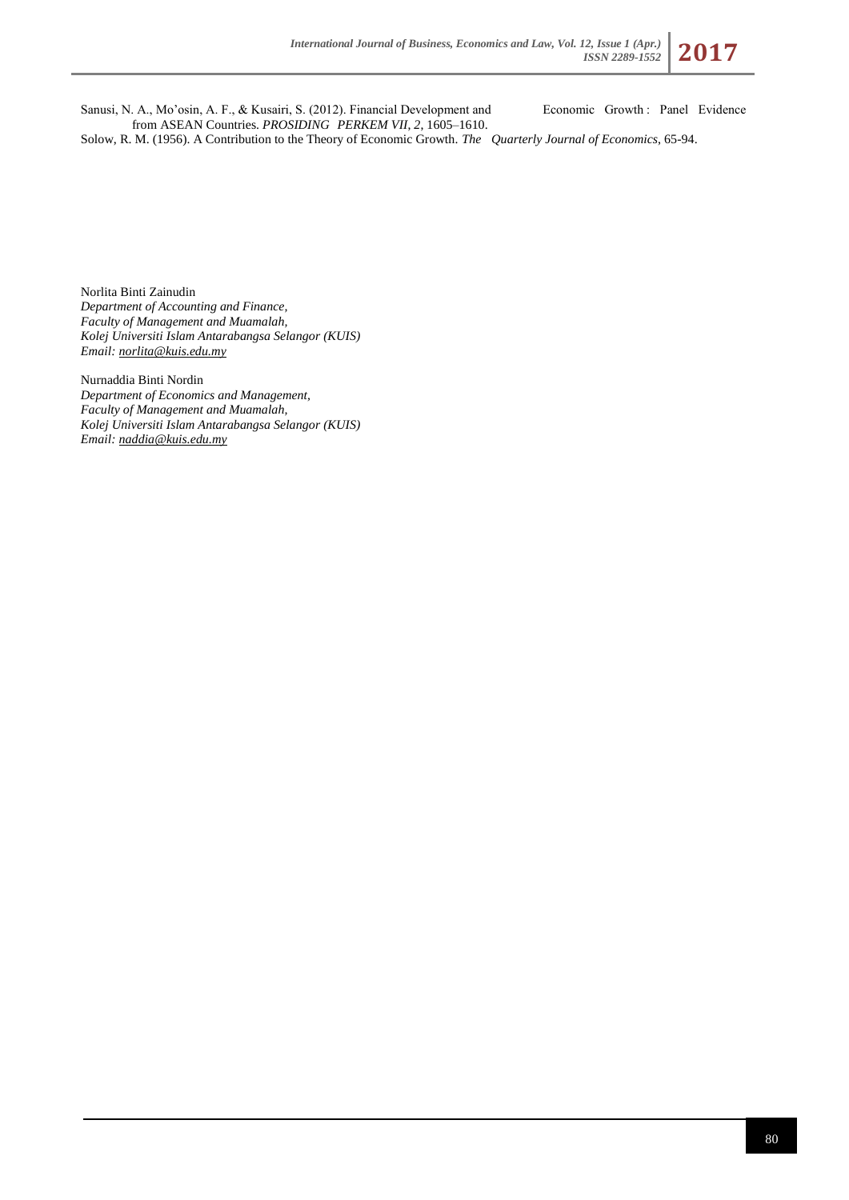Sanusi, N. A., Mo'osin, A. F., & Kusairi, S. (2012). Financial Development and Economic Growth : Panel Evidence from ASEAN Countries. *PROSIDING PERKEM VII*, *2*, 1605–1610.

Solow, R. M. (1956). A Contribution to the Theory of Economic Growth. *The Quarterly Journal of Economics*, 65-94.

Norlita Binti Zainudin
*Department of Accounting and Finance,*
*Faculty of Management and Muamalah,*
*Kolej Universiti Islam Antarabangsa Selangor (KUIS)*
*Email: norlita@kuis.edu.my*

Nurnaddia Binti Nordin
*Department of Economics and Management,*
*Faculty of Management and Muamalah,*
*Kolej Universiti Islam Antarabangsa Selangor (KUIS)*
*Email: naddia@kuis.edu.my*